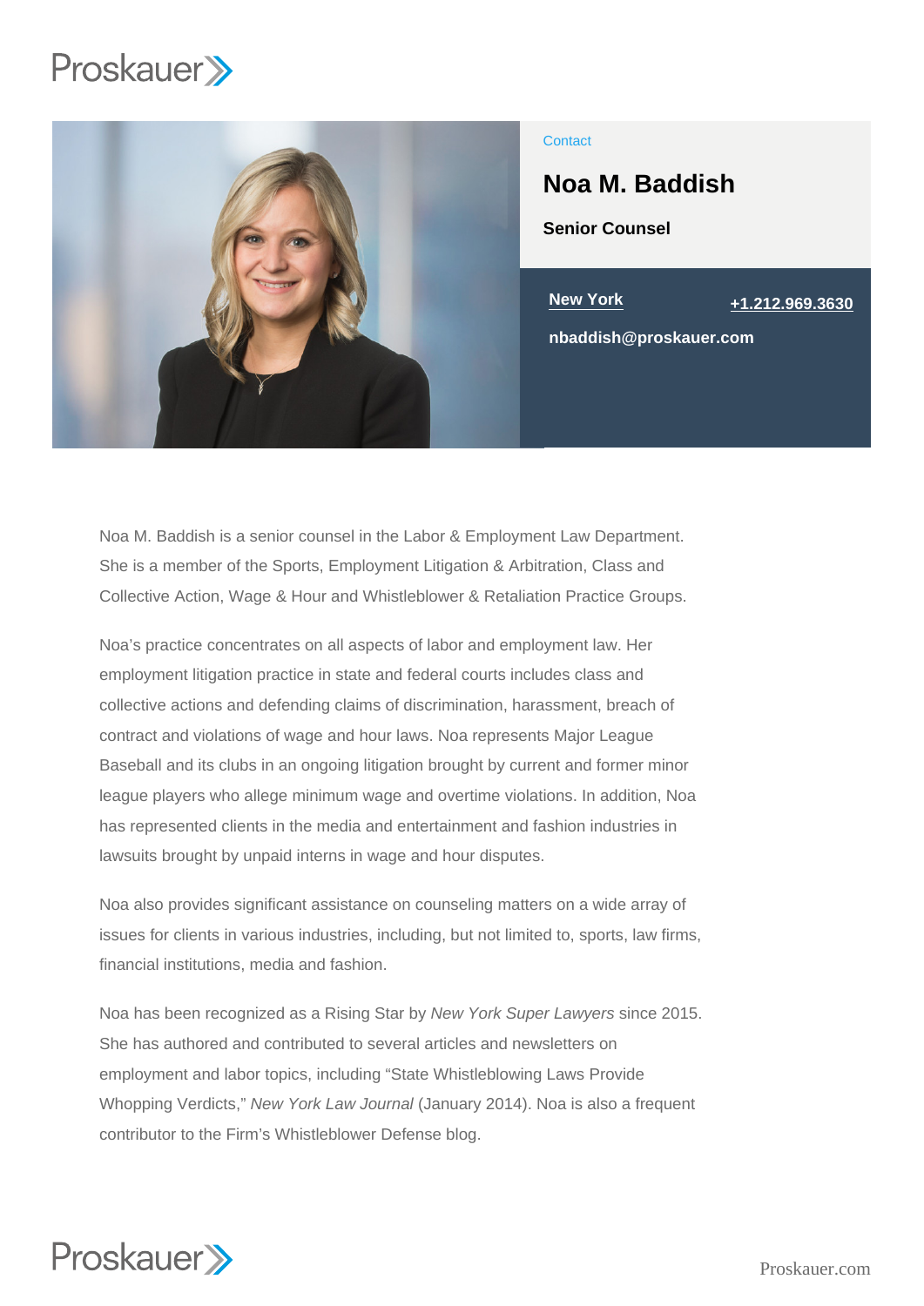Contact

# Noa M. Baddish

**Senior Counsel**

New York

+1.212.969.3630

nbaddish@proskauer.com

Noa M. Baddish is a senior counsel in the Labor & Employment Law Department. She is a member of the Sports, Employment Litigation & Arbitration, Class and Collective Action, Wage & Hour and Whistleblower & Retaliation Practice Groups.

Noa's practice concentrates on all aspects of labor and employment law. Her employment litigation practice in state and federal courts includes class and collective actions and defending claims of discrimination, harassment, breach of contract and violations of wage and hour laws. Noa represents Major League Baseball and its clubs in an ongoing litigation brought by current and former minor league players who allege minimum wage and overtime violations. In addition, Noa has represented clients in the media and entertainment and fashion industries in lawsuits brought by unpaid interns in wage and hour disputes.

Noa also provides significant assistance on counseling matters on a wide array of issues for clients in various industries, including, but not limited to, sports, law firms, financial institutions, media and fashion.

Noa has been recognized as a Rising Star by *New York Super Lawyers* since 2015. She has authored and contributed to several articles and newsletters on employment and labor topics, including "State Whistleblowing Laws Provide Whopping Verdicts," *New York Law Journal* (January 2014). Noa is also a frequent contributor to the Firm's Whistleblower Defense blog.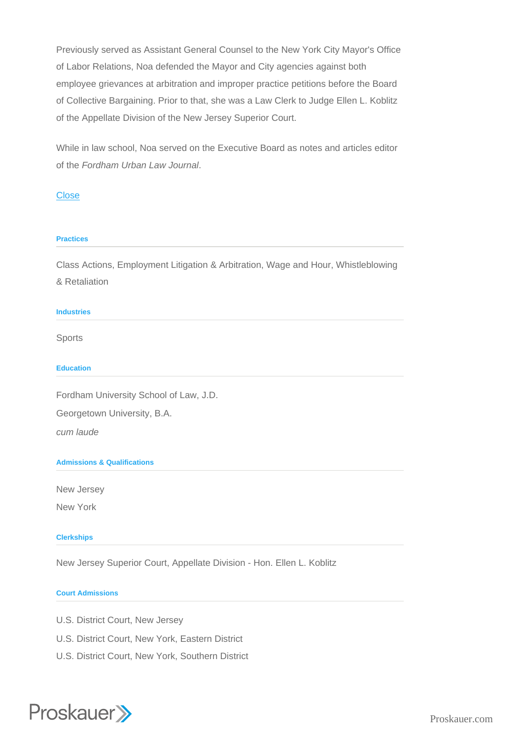Previously served as Assistant General Counsel to the New York City Mayor's Office of Labor Relations, Noa defended the Mayor and City agencies against both employee grievances at arbitration and improper practice petitions before the Board of Collective Bargaining. Prior to that, she was a Law Clerk to Judge Ellen L. Koblitz of the Appellate Division of the New Jersey Superior Court.

While in law school, Noa served on the Executive Board as notes and articles editor of the *Fordham Urban Law Journal*.

Close

#### Practices

Class Actions, Employment Litigation & Arbitration, Wage and Hour, Whistleblowing & Retaliation

#### Industries

Sports

#### Education

Fordham University School of Law, J.D.

Georgetown University, B.A.

*cum laude*

#### Admissions & Qualifications

New Jersey

New York

#### Clerkships

New Jersey Superior Court, Appellate Division - Hon. Ellen L. Koblitz

#### Court Admissions

U.S. District Court, New Jersey

U.S. District Court, New York, Eastern District

U.S. District Court, New York, Southern District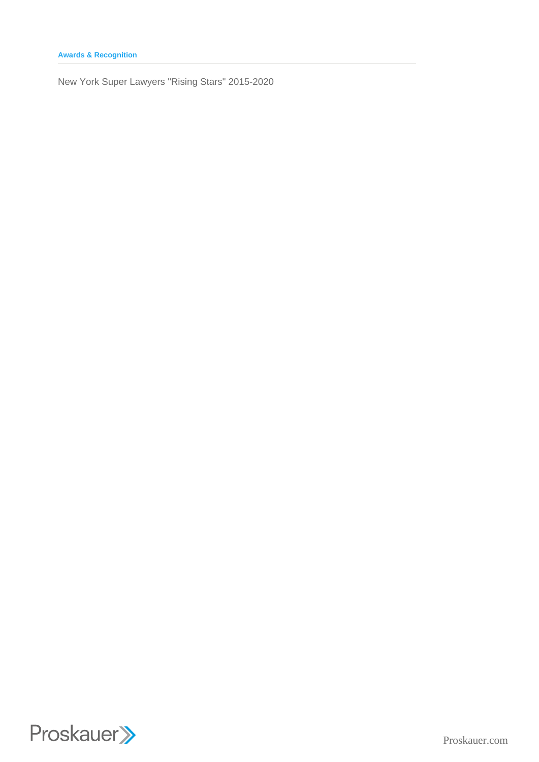## Awards & Recognition

New York Super Lawyers "Rising Stars" 2015-2020